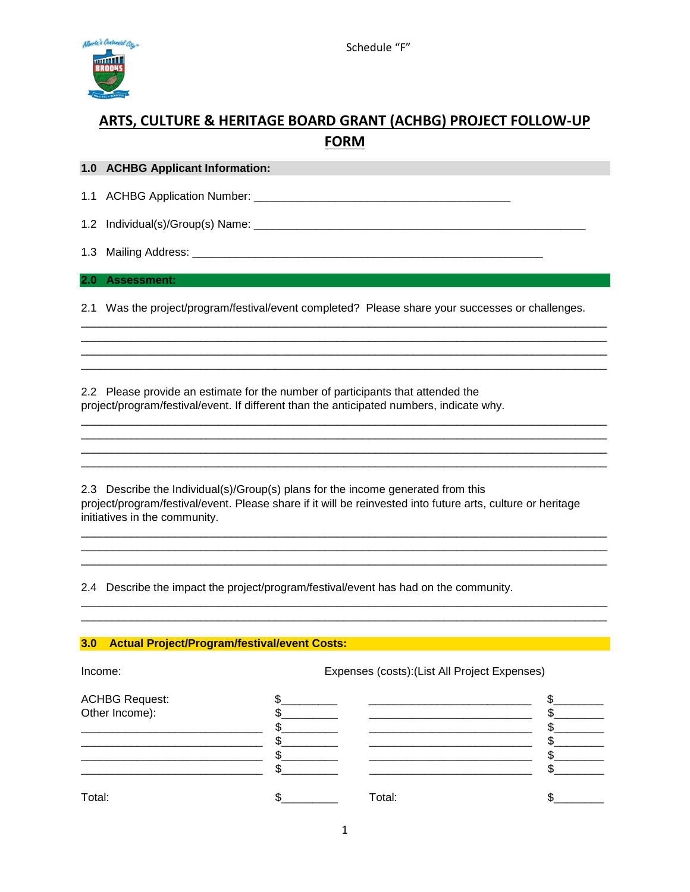Schedule “F”

# ARTS, CULTURE & HERITAGE BOARD GRANT (ACHBG) PROJECT FOLLOW-UP FORM

## 1.0 ACHBG Applicant Information:

1.1 ACHBG Application Number: ________________________________________

1.2 Individual(s)/Group(s) Name: ____________________________________________________

1.3 Mailing Address: _______________________________________________________

## 2.0 Assessment:

2.1 Was the project/program/festival/event completed? Please share your successes or challenges.

________________________________________________________________________________
________________________________________________________________________________
________________________________________________________________________________
________________________________________________________________________________

2.2 Please provide an estimate for the number of participants that attended the project/program/festival/event. If different than the anticipated numbers, indicate why.

________________________________________________________________________________
________________________________________________________________________________
________________________________________________________________________________
________________________________________________________________________________

2.3 Describe the Individual(s)/Group(s) plans for the income generated from this project/program/festival/event. Please share if it will be reinvested into future arts, culture or heritage initiatives in the community.

________________________________________________________________________________
________________________________________________________________________________
________________________________________________________________________________

2.4 Describe the impact the project/program/festival/event has had on the community.

________________________________________________________________________________
________________________________________________________________________________

## 3.0 Actual Project/Program/festival/event Costs:

| Income: | | Expenses (costs):(List All Project Expenses) | |
|---|---|---|---|
| ACHBG Request: | $_________ | __________________________ | $________ |
| Other Income): | $_________ | __________________________ | $________ |
| ____________________________ | $_________ | __________________________ | $________ |
| ____________________________ | $_________ | __________________________ | $________ |
| ____________________________ | $_________ | __________________________ | $________ |
| ____________________________ | $_________ | __________________________ | $________ |
| Total: | $_________ | Total: | $________ |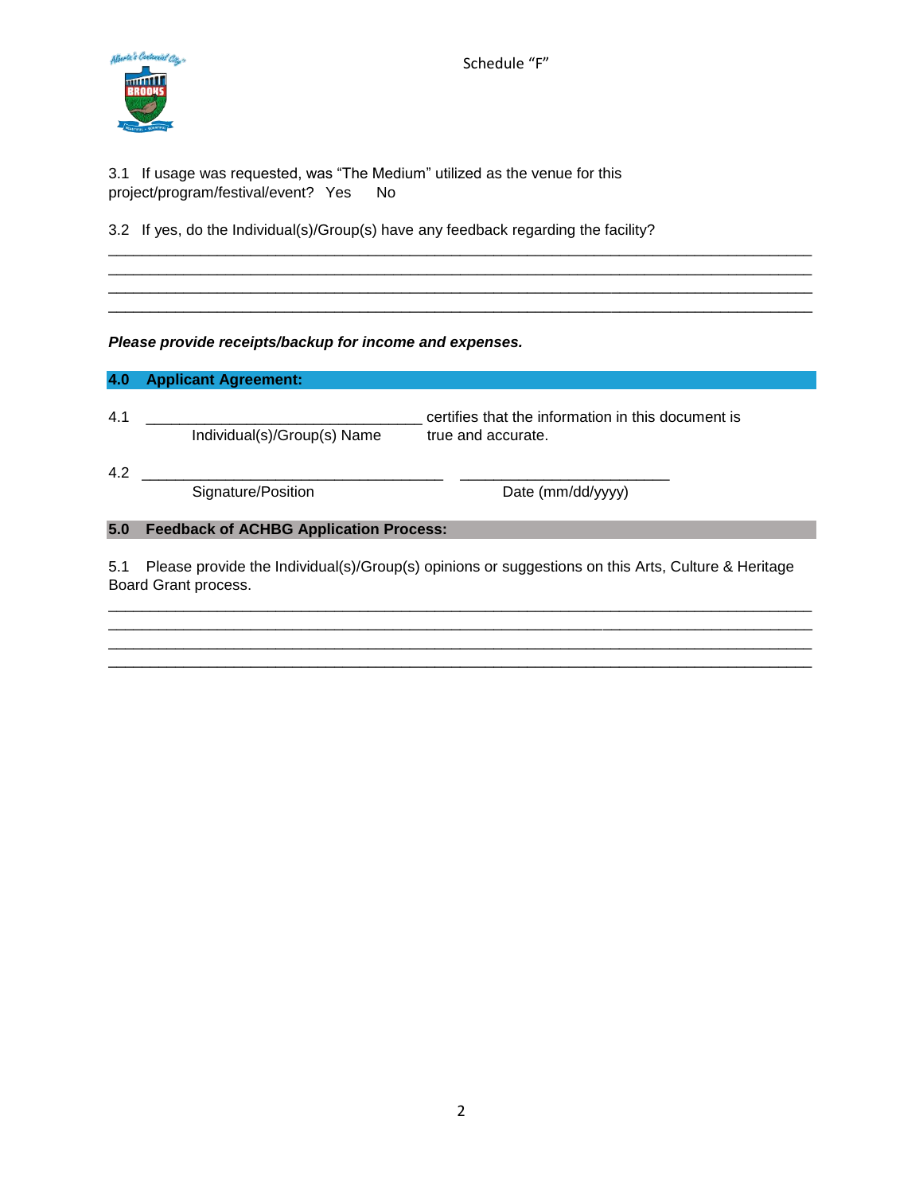Schedule “F”

3.1 If usage was requested, was “The Medium” utilized as the venue for this project/program/festival/event? Yes No

3.2 If yes, do the Individual(s)/Group(s) have any feedback regarding the facility?

_______________________________________________________________________________
_______________________________________________________________________________
_______________________________________________________________________________
_______________________________________________________________________________

***Please provide receipts/backup for income and expenses.***

## 4.0 Applicant Agreement:

4.1 ________________________________ certifies that the information in this document is true and accurate.
Individual(s)/Group(s) Name

4.2 ___________________________________ ________________________
Signature/Position Date (mm/dd/yyyy)

## 5.0 Feedback of ACHBG Application Process:

5.1 Please provide the Individual(s)/Group(s) opinions or suggestions on this Arts, Culture & Heritage Board Grant process.

_______________________________________________________________________________
_______________________________________________________________________________
_______________________________________________________________________________
_______________________________________________________________________________